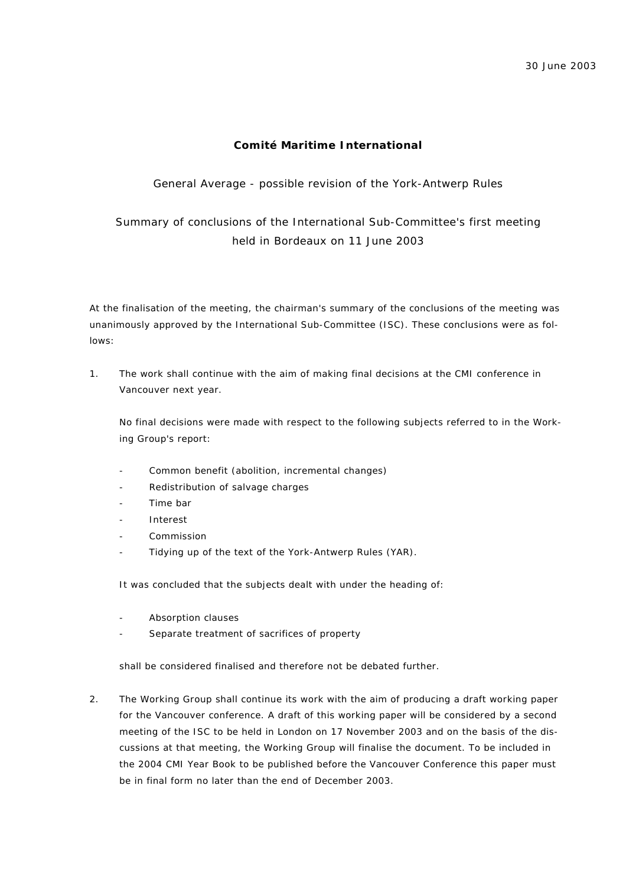30 June 2003

# Comité Maritime International

General Average - possible revision of the York-Antwerp Rules

Summary of conclusions of the International Sub-Committee's first meeting held in Bordeaux on 11 June 2003

At the finalisation of the meeting, the chairman's summary of the conclusions of the meeting was unanimously approved by the International Sub-Committee (ISC). These conclusions were as follows:

1. The work shall continue with the aim of making final decisions at the CMI conference in Vancouver next year.

   No final decisions were made with respect to the following subjects referred to in the Working Group's report:

   - Common benefit (abolition, incremental changes)
   - Redistribution of salvage charges
   - Time bar
   - Interest
   - Commission
   - Tidying up of the text of the York-Antwerp Rules (YAR).

   It was concluded that the subjects dealt with under the heading of:

   - Absorption clauses
   - Separate treatment of sacrifices of property

   shall be considered finalised and therefore not be debated further.

2. The Working Group shall continue its work with the aim of producing a draft working paper for the Vancouver conference. A draft of this working paper will be considered by a second meeting of the ISC to be held in London on 17 November 2003 and on the basis of the discussions at that meeting, the Working Group will finalise the document. To be included in the 2004 CMI Year Book to be published before the Vancouver Conference this paper must be in final form no later than the end of December 2003.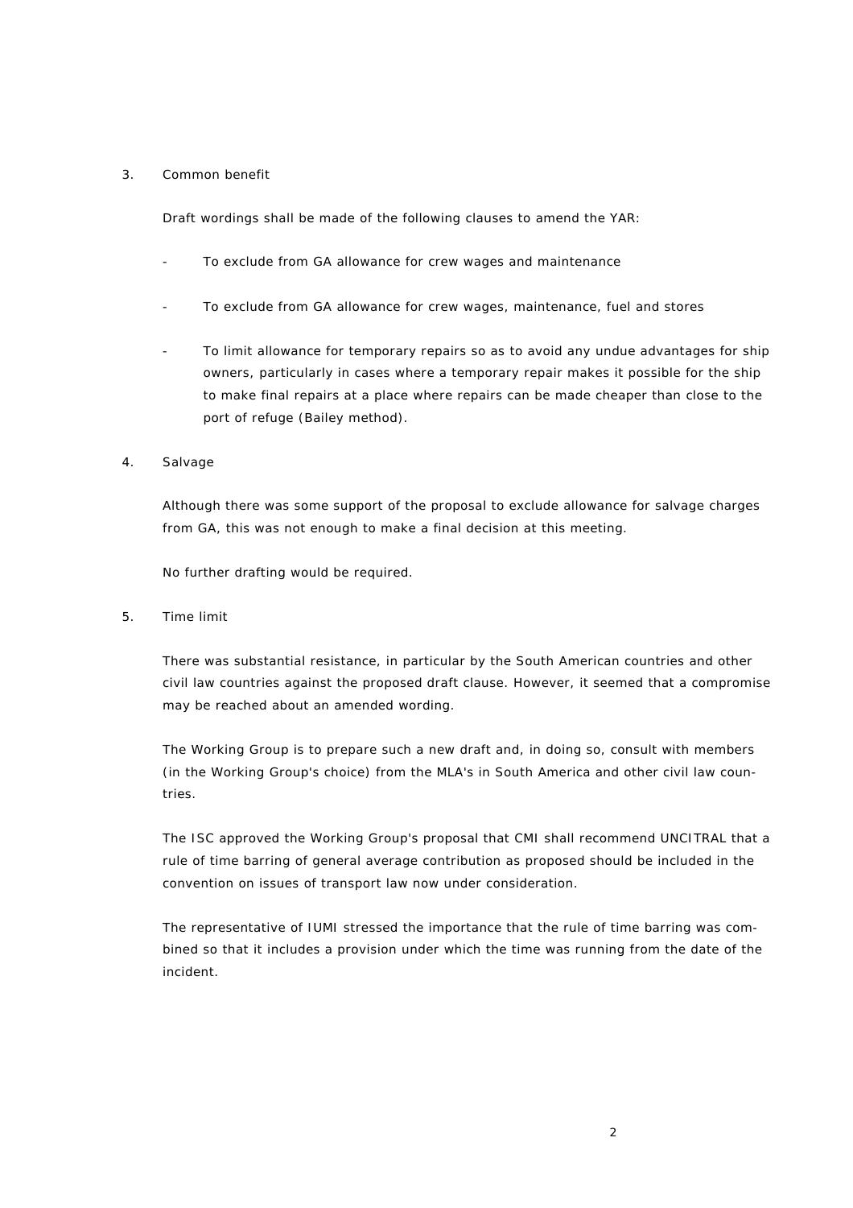3. Common benefit

   Draft wordings shall be made of the following clauses to amend the YAR:

   - To exclude from GA allowance for crew wages and maintenance

   - To exclude from GA allowance for crew wages, maintenance, fuel and stores

   - To limit allowance for temporary repairs so as to avoid any undue advantages for ship owners, particularly in cases where a temporary repair makes it possible for the ship to make final repairs at a place where repairs can be made cheaper than close to the port of refuge (Bailey method).

4. Salvage

   Although there was some support of the proposal to exclude allowance for salvage charges from GA, this was not enough to make a final decision at this meeting.

   No further drafting would be required.

5. Time limit

   There was substantial resistance, in particular by the South American countries and other civil law countries against the proposed draft clause. However, it seemed that a compromise may be reached about an amended wording.

   The Working Group is to prepare such a new draft and, in doing so, consult with members (in the Working Group's choice) from the MLA's in South America and other civil law countries.

   The ISC approved the Working Group's proposal that CMI shall recommend UNCITRAL that a rule of time barring of general average contribution as proposed should be included in the convention on issues of transport law now under consideration.

   The representative of IUMI stressed the importance that the rule of time barring was combined so that it includes a provision under which the time was running from the date of the incident.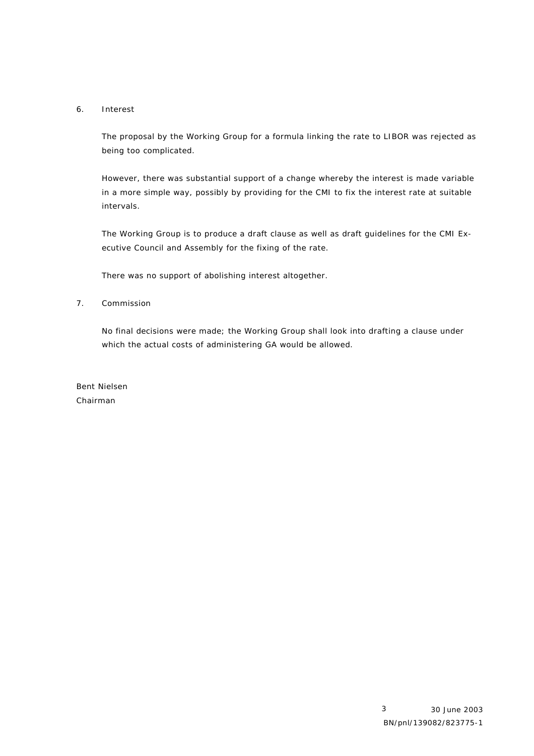6. Interest

The proposal by the Working Group for a formula linking the rate to LIBOR was rejected as being too complicated.

However, there was substantial support of a change whereby the interest is made variable in a more simple way, possibly by providing for the CMI to fix the interest rate at suitable intervals.

The Working Group is to produce a draft clause as well as draft guidelines for the CMI Executive Council and Assembly for the fixing of the rate.

There was no support of abolishing interest altogether.

7. Commission

No final decisions were made; the Working Group shall look into drafting a clause under which the actual costs of administering GA would be allowed.

Bent Nielsen
Chairman

30 June 2003
BN/pnl/139082/823775-1